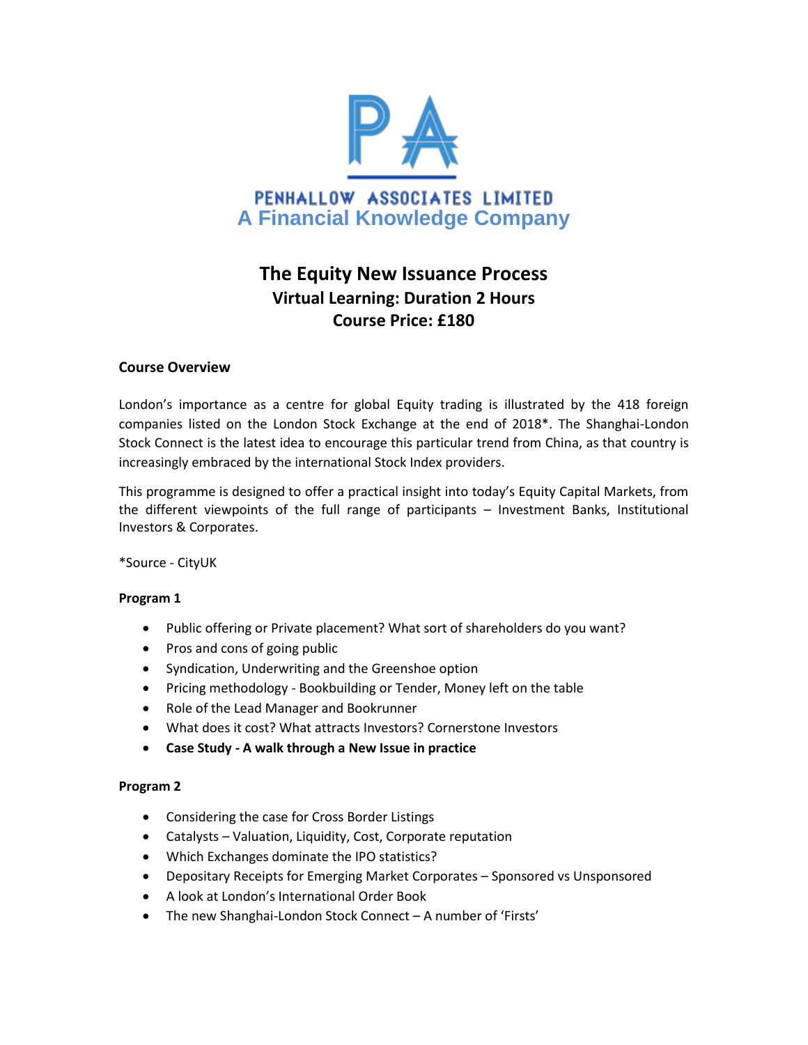PENHALLOW ASSOCIATES LIMITED

A Financial Knowledge Company

# The Equity New Issuance Process

## Virtual Learning: Duration 2 Hours

## Course Price: £180

### Course Overview

London's importance as a centre for global Equity trading is illustrated by the 418 foreign companies listed on the London Stock Exchange at the end of 2018*. The Shanghai-London Stock Connect is the latest idea to encourage this particular trend from China, as that country is increasingly embraced by the international Stock Index providers.

This programme is designed to offer a practical insight into today's Equity Capital Markets, from the different viewpoints of the full range of participants – Investment Banks, Institutional Investors & Corporates.

*Source - CityUK

### Program 1

- Public offering or Private placement? What sort of shareholders do you want?
- Pros and cons of going public
- Syndication, Underwriting and the Greenshoe option
- Pricing methodology - Bookbuilding or Tender, Money left on the table
- Role of the Lead Manager and Bookrunner
- What does it cost? What attracts Investors? Cornerstone Investors
- **Case Study - A walk through a New Issue in practice**

### Program 2

- Considering the case for Cross Border Listings
- Catalysts – Valuation, Liquidity, Cost, Corporate reputation
- Which Exchanges dominate the IPO statistics?
- Depositary Receipts for Emerging Market Corporates – Sponsored vs Unsponsored
- A look at London's International Order Book
- The new Shanghai-London Stock Connect – A number of 'Firsts'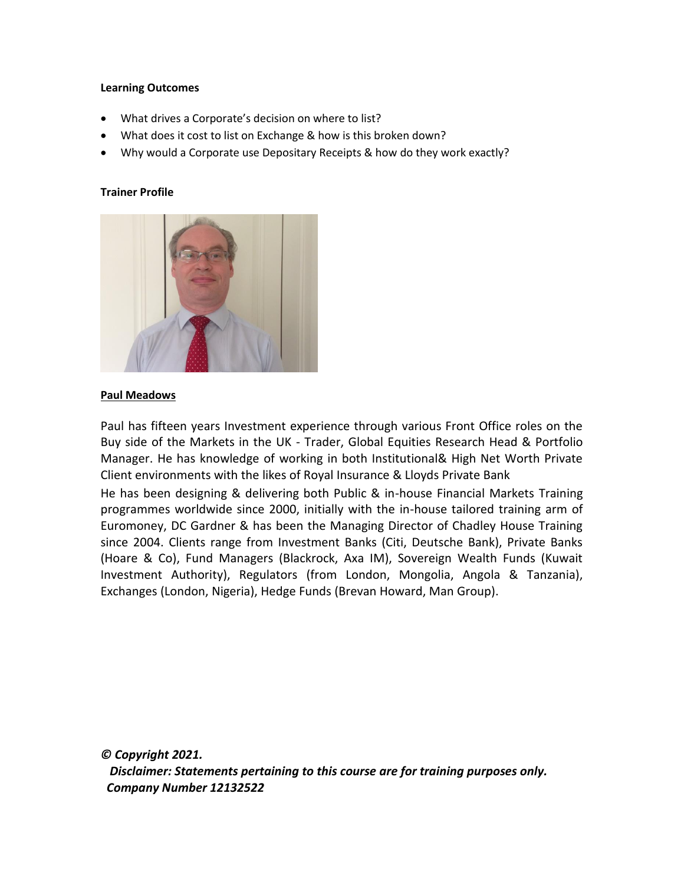**Learning Outcomes**

- What drives a Corporate's decision on where to list?
- What does it cost to list on Exchange & how is this broken down?
- Why would a Corporate use Depositary Receipts & how do they work exactly?

**Trainer Profile**

**Paul Meadows**

Paul has fifteen years Investment experience through various Front Office roles on the Buy side of the Markets in the UK - Trader, Global Equities Research Head & Portfolio Manager. He has knowledge of working in both Institutional& High Net Worth Private Client environments with the likes of Royal Insurance & Lloyds Private Bank

He has been designing & delivering both Public & in-house Financial Markets Training programmes worldwide since 2000, initially with the in-house tailored training arm of Euromoney, DC Gardner & has been the Managing Director of Chadley House Training since 2004. Clients range from Investment Banks (Citi, Deutsche Bank), Private Banks (Hoare & Co), Fund Managers (Blackrock, Axa IM), Sovereign Wealth Funds (Kuwait Investment Authority), Regulators (from London, Mongolia, Angola & Tanzania), Exchanges (London, Nigeria), Hedge Funds (Brevan Howard, Man Group).

***© Copyright 2021.***
***Disclaimer: Statements pertaining to this course are for training purposes only.***
***Company Number 12132522***